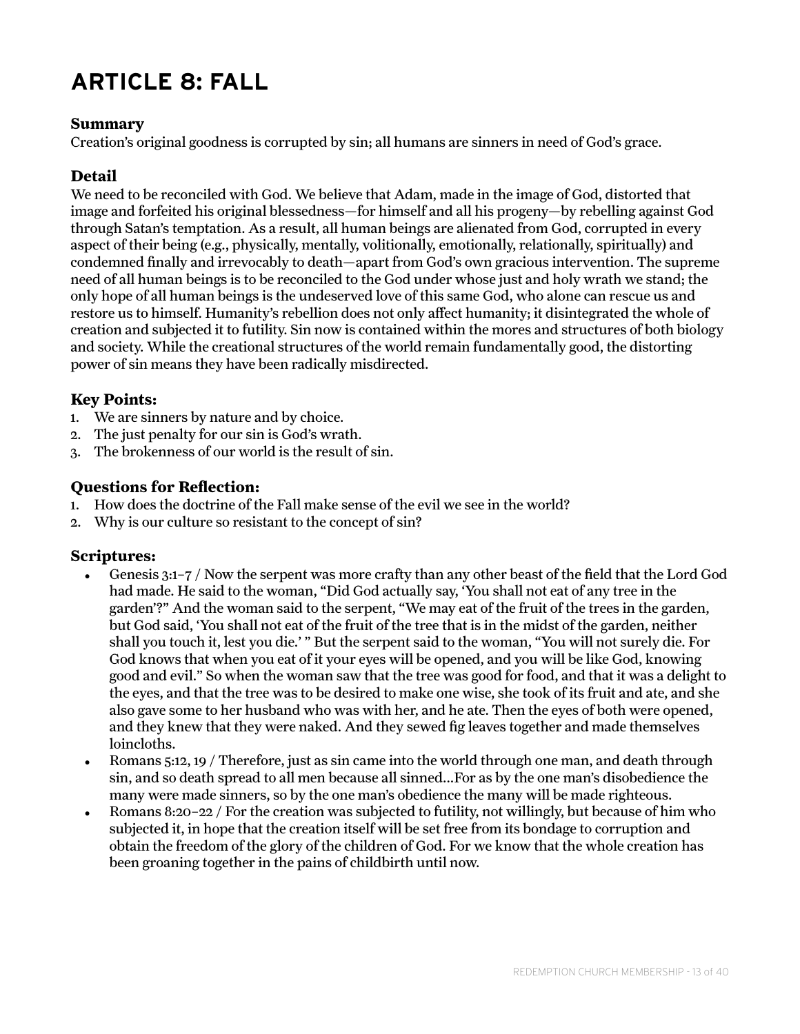# ARTICLE 8: FALL

### Summary

Creation's original goodness is corrupted by sin; all humans are sinners in need of God's grace.

### Detail

We need to be reconciled with God. We believe that Adam, made in the image of God, distorted that image and forfeited his original blessedness—for himself and all his progeny—by rebelling against God through Satan's temptation. As a result, all human beings are alienated from God, corrupted in every aspect of their being (e.g., physically, mentally, volitionally, emotionally, relationally, spiritually) and condemned finally and irrevocably to death—apart from God's own gracious intervention. The supreme need of all human beings is to be reconciled to the God under whose just and holy wrath we stand; the only hope of all human beings is the undeserved love of this same God, who alone can rescue us and restore us to himself. Humanity's rebellion does not only affect humanity; it disintegrated the whole of creation and subjected it to futility. Sin now is contained within the mores and structures of both biology and society. While the creational structures of the world remain fundamentally good, the distorting power of sin means they have been radically misdirected.

### Key Points:

1. We are sinners by nature and by choice.
2. The just penalty for our sin is God's wrath.
3. The brokenness of our world is the result of sin.

### Questions for Reflection:

1. How does the doctrine of the Fall make sense of the evil we see in the world?
2. Why is our culture so resistant to the concept of sin?

### Scriptures:

- Genesis 3:1–7 / Now the serpent was more crafty than any other beast of the field that the Lord God had made. He said to the woman, "Did God actually say, 'You shall not eat of any tree in the garden'?" And the woman said to the serpent, "We may eat of the fruit of the trees in the garden, but God said, 'You shall not eat of the fruit of the tree that is in the midst of the garden, neither shall you touch it, lest you die.' " But the serpent said to the woman, "You will not surely die. For God knows that when you eat of it your eyes will be opened, and you will be like God, knowing good and evil." So when the woman saw that the tree was good for food, and that it was a delight to the eyes, and that the tree was to be desired to make one wise, she took of its fruit and ate, and she also gave some to her husband who was with her, and he ate. Then the eyes of both were opened, and they knew that they were naked. And they sewed fig leaves together and made themselves loincloths.
- Romans 5:12, 19 / Therefore, just as sin came into the world through one man, and death through sin, and so death spread to all men because all sinned...For as by the one man's disobedience the many were made sinners, so by the one man's obedience the many will be made righteous.
- Romans 8:20–22 / For the creation was subjected to futility, not willingly, but because of him who subjected it, in hope that the creation itself will be set free from its bondage to corruption and obtain the freedom of the glory of the children of God. For we know that the whole creation has been groaning together in the pains of childbirth until now.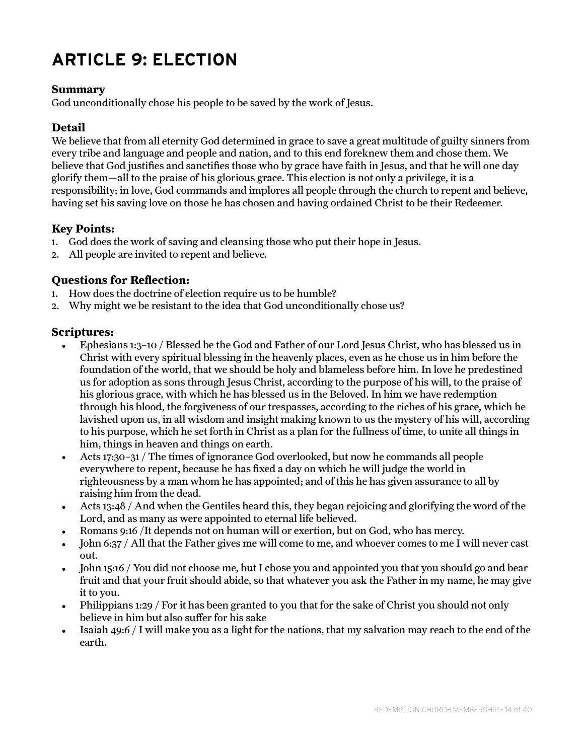# ARTICLE 9: ELECTION

### Summary

God unconditionally chose his people to be saved by the work of Jesus.

### Detail

We believe that from all eternity God determined in grace to save a great multitude of guilty sinners from every tribe and language and people and nation, and to this end foreknew them and chose them. We believe that God justifies and sanctifies those who by grace have faith in Jesus, and that he will one day glorify them—all to the praise of his glorious grace. This election is not only a privilege, it is a responsibility; in love, God commands and implores all people through the church to repent and believe, having set his saving love on those he has chosen and having ordained Christ to be their Redeemer.

### Key Points:

1. God does the work of saving and cleansing those who put their hope in Jesus.
2. All people are invited to repent and believe.

### Questions for Reflection:

1. How does the doctrine of election require us to be humble?
2. Why might we be resistant to the idea that God unconditionally chose us?

### Scriptures:

- Ephesians 1:3–10 / Blessed be the God and Father of our Lord Jesus Christ, who has blessed us in Christ with every spiritual blessing in the heavenly places, even as he chose us in him before the foundation of the world, that we should be holy and blameless before him. In love he predestined us for adoption as sons through Jesus Christ, according to the purpose of his will, to the praise of his glorious grace, with which he has blessed us in the Beloved. In him we have redemption through his blood, the forgiveness of our trespasses, according to the riches of his grace, which he lavished upon us, in all wisdom and insight making known to us the mystery of his will, according to his purpose, which he set forth in Christ as a plan for the fullness of time, to unite all things in him, things in heaven and things on earth.
- Acts 17:30–31 / The times of ignorance God overlooked, but now he commands all people everywhere to repent, because he has fixed a day on which he will judge the world in righteousness by a man whom he has appointed; and of this he has given assurance to all by raising him from the dead.
- Acts 13:48 / And when the Gentiles heard this, they began rejoicing and glorifying the word of the Lord, and as many as were appointed to eternal life believed.
- Romans 9:16 /It depends not on human will or exertion, but on God, who has mercy.
- John 6:37 / All that the Father gives me will come to me, and whoever comes to me I will never cast out.
- John 15:16 / You did not choose me, but I chose you and appointed you that you should go and bear fruit and that your fruit should abide, so that whatever you ask the Father in my name, he may give it to you.
- Philippians 1:29 / For it has been granted to you that for the sake of Christ you should not only believe in him but also suffer for his sake
- Isaiah 49:6 / I will make you as a light for the nations, that my salvation may reach to the end of the earth.